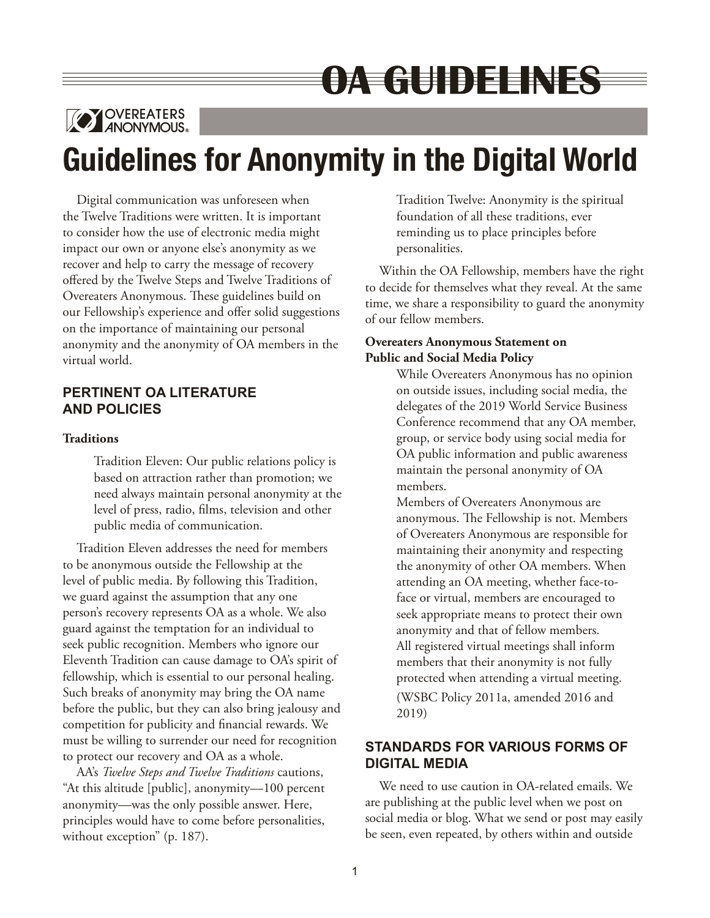# OA GUIDELINES

OVEREATERS ANONYMOUS®

# Guidelines for Anonymity in the Digital World

Digital communication was unforeseen when the Twelve Traditions were written. It is important to consider how the use of electronic media might impact our own or anyone else's anonymity as we recover and help to carry the message of recovery offered by the Twelve Steps and Twelve Traditions of Overeaters Anonymous. These guidelines build on our Fellowship's experience and offer solid suggestions on the importance of maintaining our personal anonymity and the anonymity of OA members in the virtual world.

## PERTINENT OA LITERATURE AND POLICIES

**Traditions**

> Tradition Eleven: Our public relations policy is based on attraction rather than promotion; we need always maintain personal anonymity at the level of press, radio, films, television and other public media of communication.

Tradition Eleven addresses the need for members to be anonymous outside the Fellowship at the level of public media. By following this Tradition, we guard against the assumption that any one person's recovery represents OA as a whole. We also guard against the temptation for an individual to seek public recognition. Members who ignore our Eleventh Tradition can cause damage to OA's spirit of fellowship, which is essential to our personal healing. Such breaks of anonymity may bring the OA name before the public, but they can also bring jealousy and competition for publicity and financial rewards. We must be willing to surrender our need for recognition to protect our recovery and OA as a whole.

AA's *Twelve Steps and Twelve Traditions* cautions, "At this altitude [public], anonymity—100 percent anonymity—was the only possible answer. Here, principles would have to come before personalities, without exception" (p. 187).

> Tradition Twelve: Anonymity is the spiritual foundation of all these traditions, ever reminding us to place principles before personalities.

Within the OA Fellowship, members have the right to decide for themselves what they reveal. At the same time, we share a responsibility to guard the anonymity of our fellow members.

**Overeaters Anonymous Statement on Public and Social Media Policy**

> While Overeaters Anonymous has no opinion on outside issues, including social media, the delegates of the 2019 World Service Business Conference recommend that any OA member, group, or service body using social media for OA public information and public awareness maintain the personal anonymity of OA members.
>
> Members of Overeaters Anonymous are anonymous. The Fellowship is not. Members of Overeaters Anonymous are responsible for maintaining their anonymity and respecting the anonymity of other OA members. When attending an OA meeting, whether face-to-face or virtual, members are encouraged to seek appropriate means to protect their own anonymity and that of fellow members.
>
> All registered virtual meetings shall inform members that their anonymity is not fully protected when attending a virtual meeting.
>
> (WSBC Policy 2011a, amended 2016 and 2019)

## STANDARDS FOR VARIOUS FORMS OF DIGITAL MEDIA

We need to use caution in OA-related emails. We are publishing at the public level when we post on social media or blog. What we send or post may easily be seen, even repeated, by others within and outside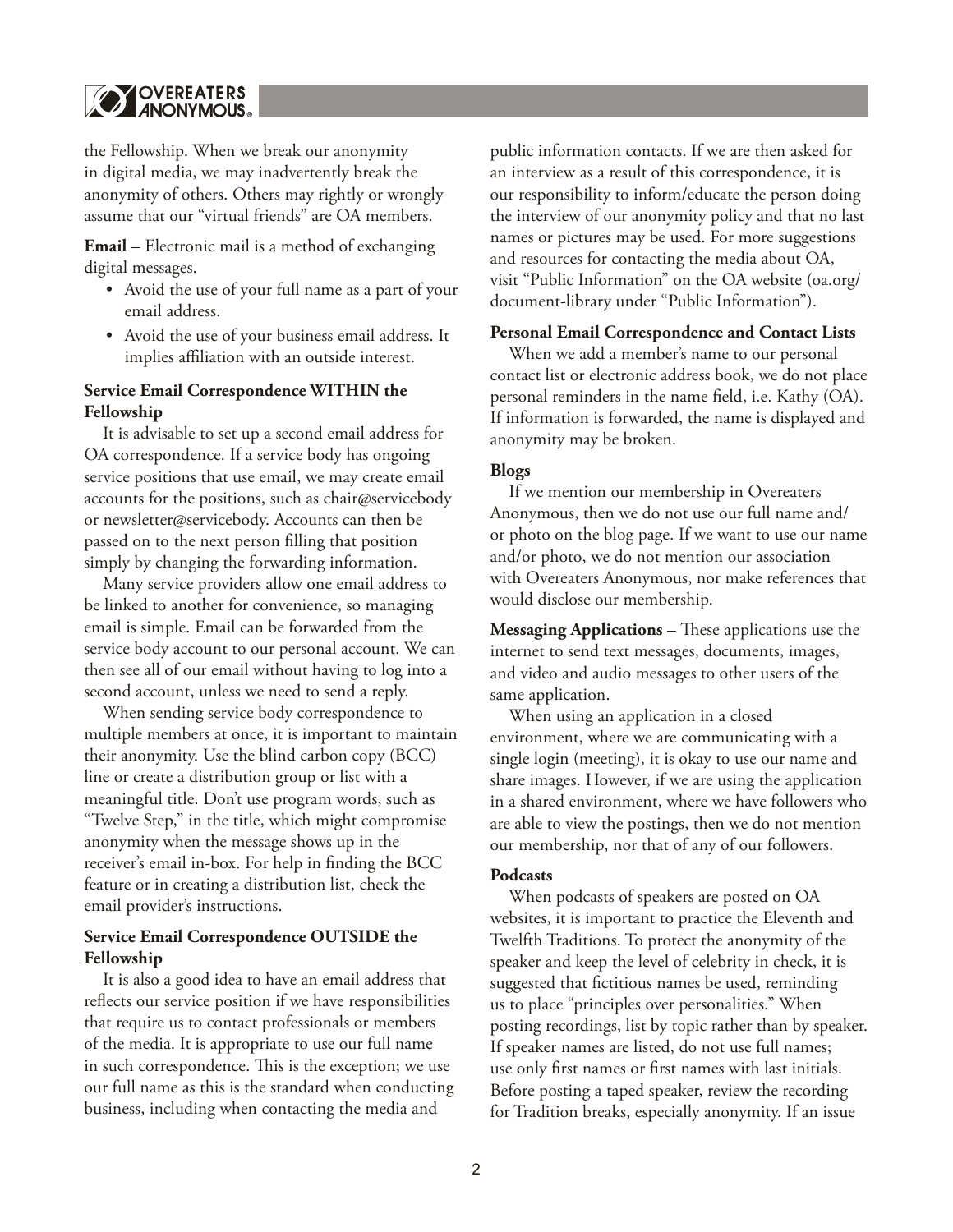the Fellowship. When we break our anonymity in digital media, we may inadvertently break the anonymity of others. Others may rightly or wrongly assume that our "virtual friends" are OA members.

**Email** – Electronic mail is a method of exchanging digital messages.

- Avoid the use of your full name as a part of your email address.
- Avoid the use of your business email address. It implies affiliation with an outside interest.

**Service Email Correspondence WITHIN the Fellowship**

It is advisable to set up a second email address for OA correspondence. If a service body has ongoing service positions that use email, we may create email accounts for the positions, such as chair@servicebody or newsletter@servicebody. Accounts can then be passed on to the next person filling that position simply by changing the forwarding information.

Many service providers allow one email address to be linked to another for convenience, so managing email is simple. Email can be forwarded from the service body account to our personal account. We can then see all of our email without having to log into a second account, unless we need to send a reply.

When sending service body correspondence to multiple members at once, it is important to maintain their anonymity. Use the blind carbon copy (BCC) line or create a distribution group or list with a meaningful title. Don't use program words, such as "Twelve Step," in the title, which might compromise anonymity when the message shows up in the receiver's email in-box. For help in finding the BCC feature or in creating a distribution list, check the email provider's instructions.

**Service Email Correspondence OUTSIDE the Fellowship**

It is also a good idea to have an email address that reflects our service position if we have responsibilities that require us to contact professionals or members of the media. It is appropriate to use our full name in such correspondence. This is the exception; we use our full name as this is the standard when conducting business, including when contacting the media and public information contacts. If we are then asked for an interview as a result of this correspondence, it is our responsibility to inform/educate the person doing the interview of our anonymity policy and that no last names or pictures may be used. For more suggestions and resources for contacting the media about OA, visit "Public Information" on the OA website (oa.org/document-library under "Public Information").

**Personal Email Correspondence and Contact Lists**

When we add a member's name to our personal contact list or electronic address book, we do not place personal reminders in the name field, i.e. Kathy (OA). If information is forwarded, the name is displayed and anonymity may be broken.

**Blogs**

If we mention our membership in Overeaters Anonymous, then we do not use our full name and/or photo on the blog page. If we want to use our name and/or photo, we do not mention our association with Overeaters Anonymous, nor make references that would disclose our membership.

**Messaging Applications** – These applications use the internet to send text messages, documents, images, and video and audio messages to other users of the same application.

When using an application in a closed environment, where we are communicating with a single login (meeting), it is okay to use our name and share images. However, if we are using the application in a shared environment, where we have followers who are able to view the postings, then we do not mention our membership, nor that of any of our followers.

**Podcasts**

When podcasts of speakers are posted on OA websites, it is important to practice the Eleventh and Twelfth Traditions. To protect the anonymity of the speaker and keep the level of celebrity in check, it is suggested that fictitious names be used, reminding us to place "principles over personalities." When posting recordings, list by topic rather than by speaker. If speaker names are listed, do not use full names; use only first names or first names with last initials. Before posting a taped speaker, review the recording for Tradition breaks, especially anonymity. If an issue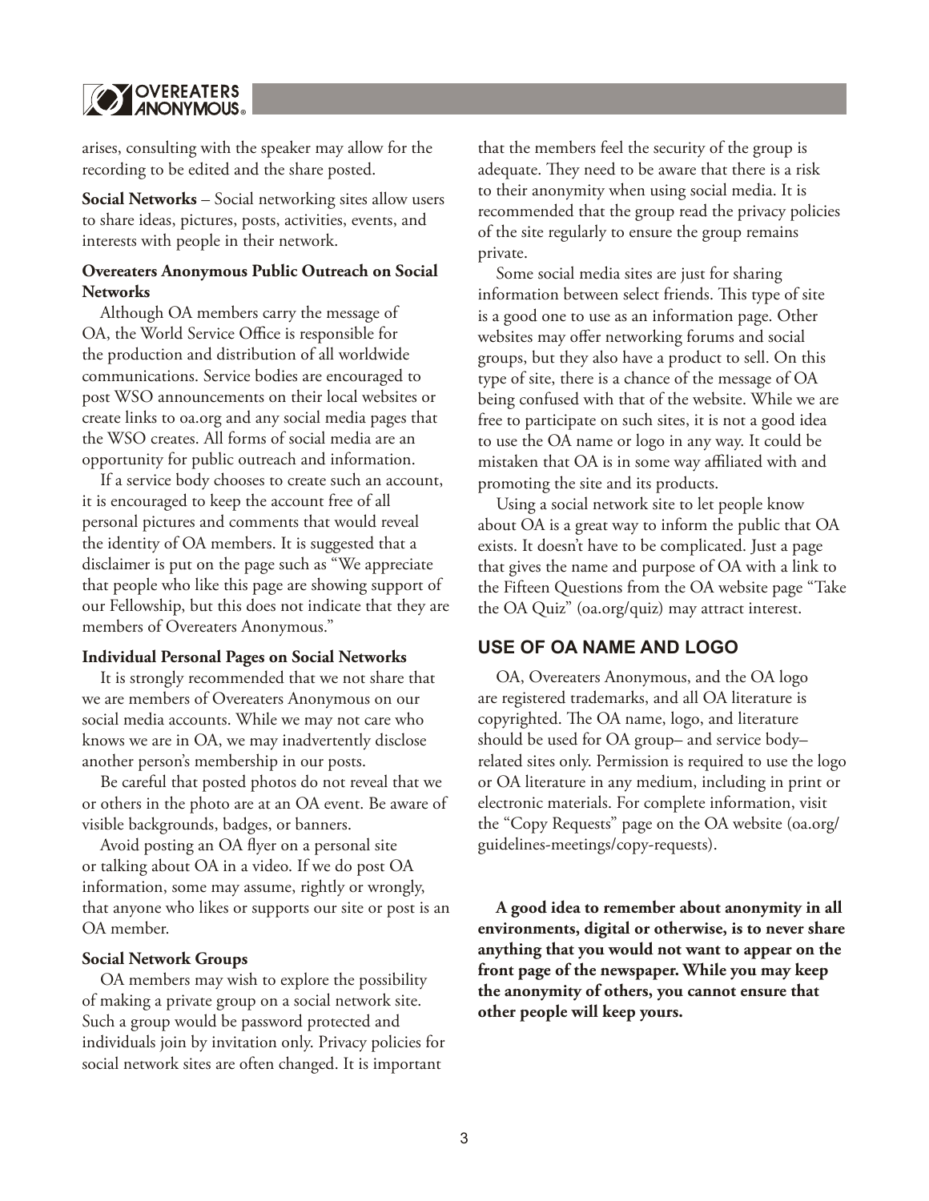arises, consulting with the speaker may allow for the recording to be edited and the share posted.

**Social Networks** – Social networking sites allow users to share ideas, pictures, posts, activities, events, and interests with people in their network.

### Overeaters Anonymous Public Outreach on Social Networks

Although OA members carry the message of OA, the World Service Office is responsible for the production and distribution of all worldwide communications. Service bodies are encouraged to post WSO announcements on their local websites or create links to oa.org and any social media pages that the WSO creates. All forms of social media are an opportunity for public outreach and information.

If a service body chooses to create such an account, it is encouraged to keep the account free of all personal pictures and comments that would reveal the identity of OA members. It is suggested that a disclaimer is put on the page such as "We appreciate that people who like this page are showing support of our Fellowship, but this does not indicate that they are members of Overeaters Anonymous."

### Individual Personal Pages on Social Networks

It is strongly recommended that we not share that we are members of Overeaters Anonymous on our social media accounts. While we may not care who knows we are in OA, we may inadvertently disclose another person's membership in our posts.

Be careful that posted photos do not reveal that we or others in the photo are at an OA event. Be aware of visible backgrounds, badges, or banners.

Avoid posting an OA flyer on a personal site or talking about OA in a video. If we do post OA information, some may assume, rightly or wrongly, that anyone who likes or supports our site or post is an OA member.

### Social Network Groups

OA members may wish to explore the possibility of making a private group on a social network site. Such a group would be password protected and individuals join by invitation only. Privacy policies for social network sites are often changed. It is important that the members feel the security of the group is adequate. They need to be aware that there is a risk to their anonymity when using social media. It is recommended that the group read the privacy policies of the site regularly to ensure the group remains private.

Some social media sites are just for sharing information between select friends. This type of site is a good one to use as an information page. Other websites may offer networking forums and social groups, but they also have a product to sell. On this type of site, there is a chance of the message of OA being confused with that of the website. While we are free to participate on such sites, it is not a good idea to use the OA name or logo in any way. It could be mistaken that OA is in some way affiliated with and promoting the site and its products.

Using a social network site to let people know about OA is a great way to inform the public that OA exists. It doesn't have to be complicated. Just a page that gives the name and purpose of OA with a link to the Fifteen Questions from the OA website page "Take the OA Quiz" (oa.org/quiz) may attract interest.

## USE OF OA NAME AND LOGO

OA, Overeaters Anonymous, and the OA logo are registered trademarks, and all OA literature is copyrighted. The OA name, logo, and literature should be used for OA group– and service body–related sites only. Permission is required to use the logo or OA literature in any medium, including in print or electronic materials. For complete information, visit the "Copy Requests" page on the OA website (oa.org/guidelines-meetings/copy-requests).

**A good idea to remember about anonymity in all environments, digital or otherwise, is to never share anything that you would not want to appear on the front page of the newspaper. While you may keep the anonymity of others, you cannot ensure that other people will keep yours.**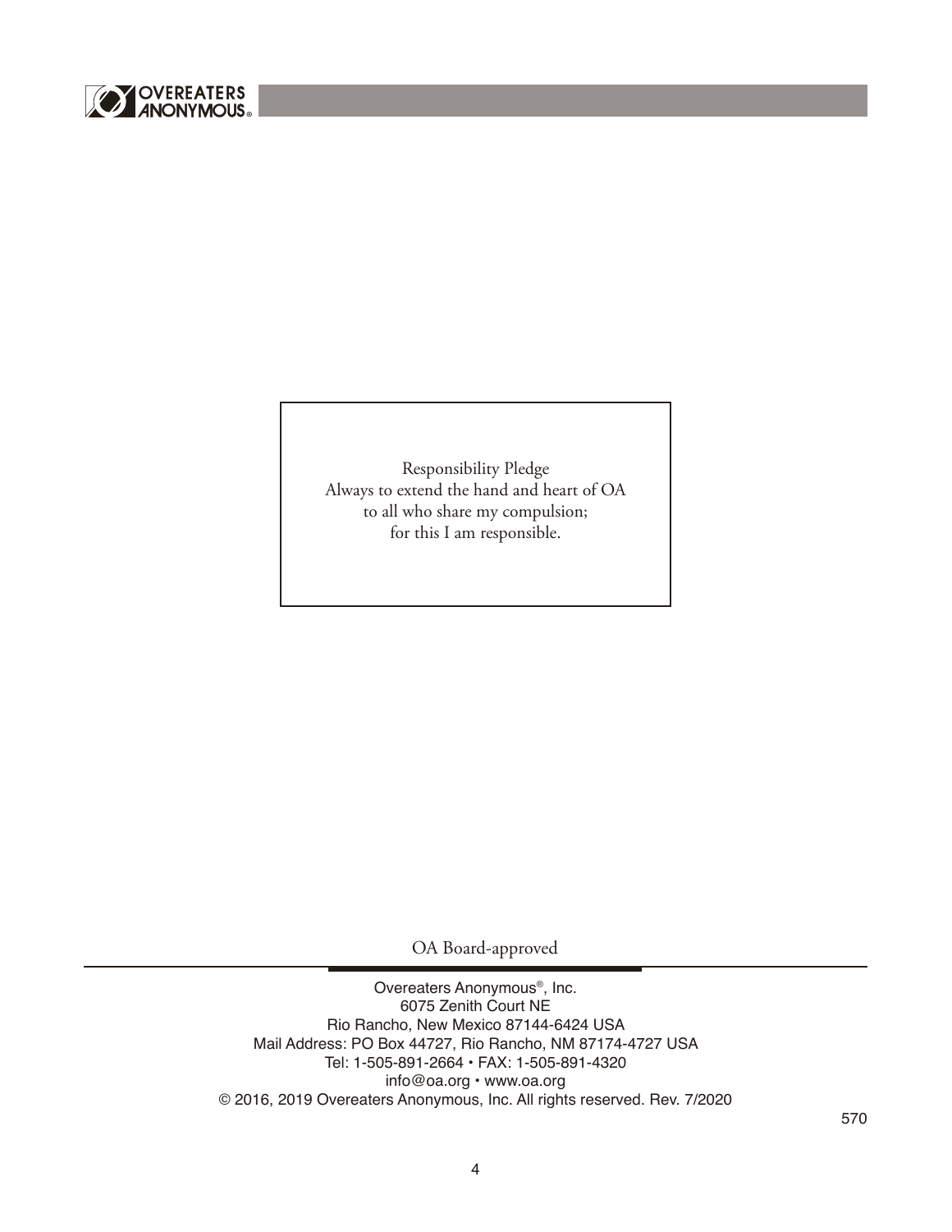Responsibility Pledge
Always to extend the hand and heart of OA
to all who share my compulsion;
for this I am responsible.

OA Board-approved

---

Overeaters Anonymous®, Inc.
6075 Zenith Court NE
Rio Rancho, New Mexico 87144-6424 USA
Mail Address: PO Box 44727, Rio Rancho, NM 87174-4727 USA
Tel: 1-505-891-2664 • FAX: 1-505-891-4320
info@oa.org • www.oa.org
© 2016, 2019 Overeaters Anonymous, Inc. All rights reserved. Rev. 7/2020

570